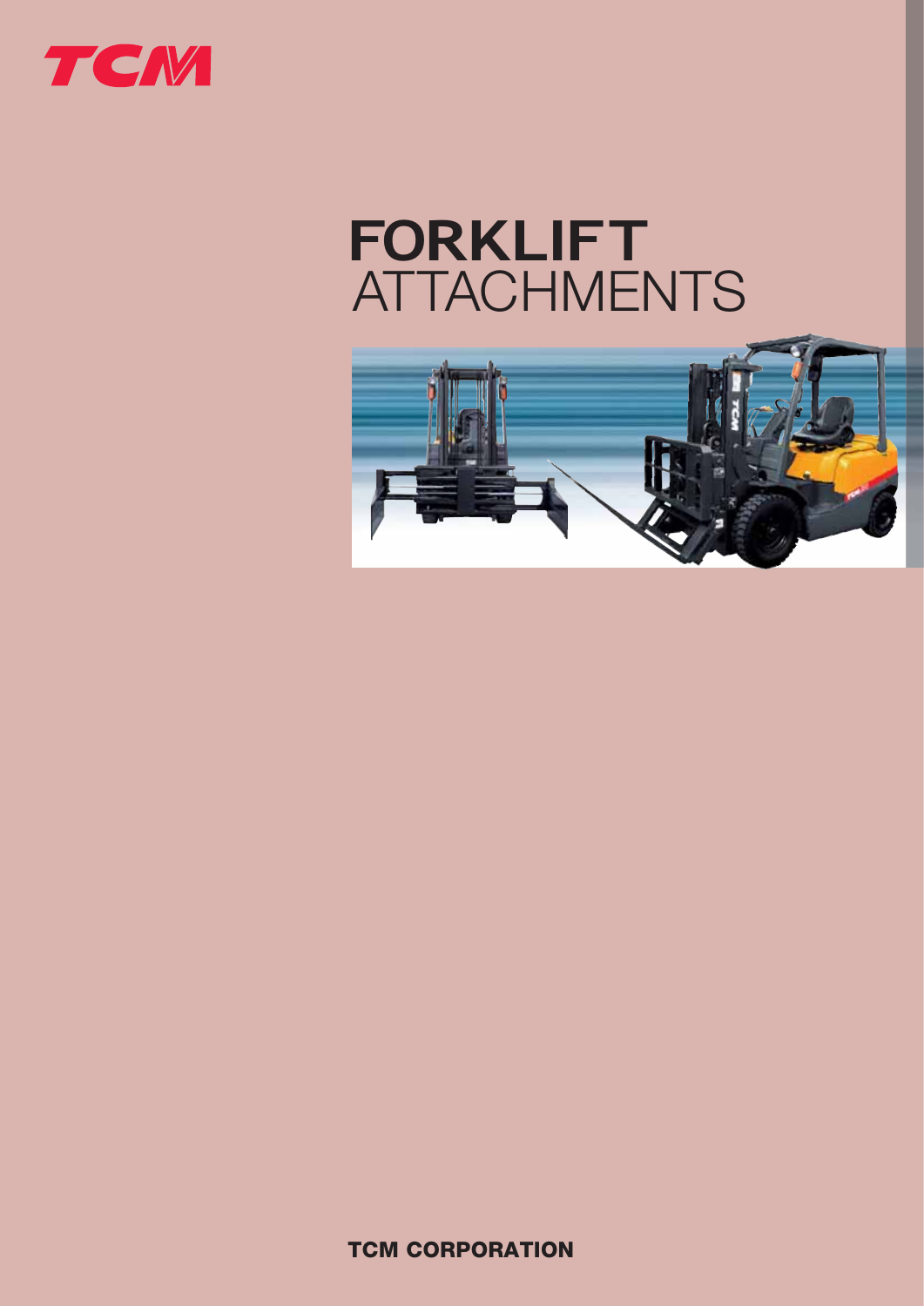TCM

# FORKLIFT ATTACHMENTS

TCM CORPORATION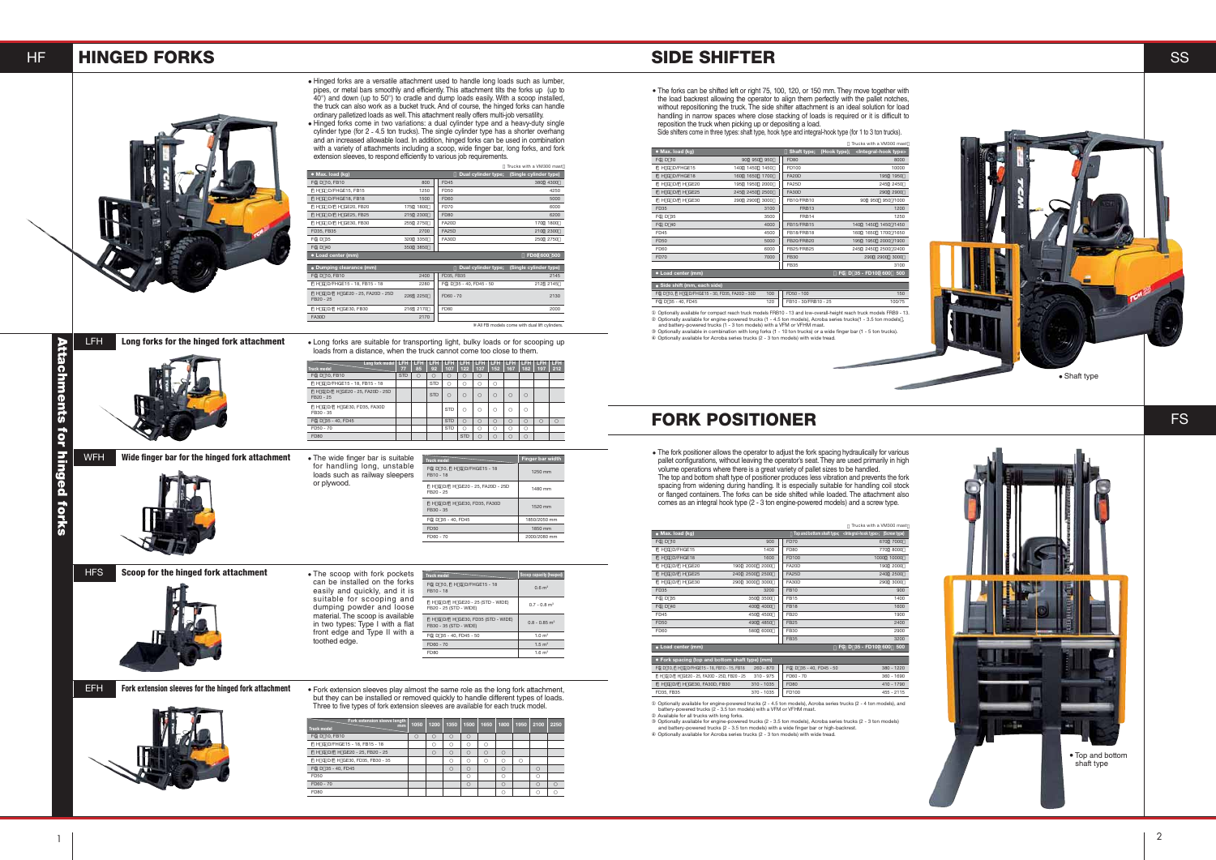# HINGED FORKS

- Hinged forks are a versatile attachment used to handle long loads such as lumber, pipes, or metal bars smoothly and efficiently. This attachment tilts the forks up (up to 40°) and down (up to 50°) to cradle and dump loads easily. With a scoop installed, the truck can also work as a bucket truck. And of course, the hinged forks can handle ordinary palletized loads as well. This attachment really offers multi-job versatility.
- Hinged forks come in two variations: a dual cylinder type and a heavy-duty single cylinder type (for 2 - 4.5 ton trucks). The single cylinder type has a shorter overhang and an increased allowable load. In addition, hinged forks can be used in combination with a variety of attachments including a scoop, wide finger bar, long forks, and fork extension sleeves, to respond efficiently to various job requirements.

Trucks with a VM300 mast

| ● Max. load (kg) | | | Dual cylinder type; (Single cylinder type) |
|---|---|---|---|
| FG□D□10, FB10 | 800 | FD45 | 3800 (4000) |
| FHG□D/FHGE15, FB15 | 1250 | FD50 | 4250 |
| FHG□D/FHGE18, FB18 | 1500 | FD60 | 5000 |
| FHG□D/FHG□E20, FB20 | 1750 (1800) | FD70 | 6000 |
| FHG□D/FHG□E25, FB25 | 2150 (2300) | FD80 | 6200 |
| FHG□D/FHG□E30, FB30 | 2550 (2750) | FA20D | 1700 (1800) |
| FD35, FB35 | 2700 | FA25D | 2100 (2300) |
| FG□D□35 | 3200 (3350) | FA30D | 2500 (2750) |
| FG□D□40 | 3500 (3850) | | |
| ● Load center (mm) | | | FD80 600, 500 |

| ● Dumping clearance (mm) | | | Dual cylinder type; (Single cylinder type) |
|---|---|---|---|
| FG□D□10, FB10 | 2400 | FD35, FB35 | 2145 |
| FHG□D/FHGE15 - 18, FB15 - 18 | 2280 | FG□D□35 - 40, FD45 - 50 | 2125 (2145) |
| FHG□D/FHG□E20 - 25, FA20D - 25D FB20 - 25 | 2285 (2250) | FD60 - 70 | 2130 |
| FHG□D/FHG□E30, FB30 | 2165 (2170) | FD80 | 2000 |
| FA30D | 2170 | | |

※ All FB models come with dual lift cylinders.

## Attachments for hinged forks

### LFH — Long forks for the hinged fork attachment

- Long forks are suitable for transporting light, bulky loads or for scooping up loads from a distance, when the truck cannot come too close to them.

| Truck model \ Long fork model | LFH 77 | LFH 85 | LFH 92 | LFH 107 | LFH 122 | LFH 137 | LFH 152 | LFH 167 | LFH 182 | LFH 197 | LFH 212 |
|---|---|---|---|---|---|---|---|---|---|---|---|
| FG□D□10, FB10 | STD | ○ | ○ | ○ | ○ | ○ | | | | | |
| FHG□D/FHGE15 - 18, FB15 - 18 | | STD | ○ | ○ | ○ | ○ | | | | | |
| FHG□D/FHG□E20 - 25, FA20D - 25D FB20 - 25 | | | STD | ○ | ○ | ○ | ○ | ○ | | | |
| FHG□D/FHG□E30, FD35, FA30D FB30 - 35 | | | | STD | ○ | ○ | ○ | ○ | | | |
| FG□D□35 - 40, FD45 | | | | STD | ○ | ○ | ○ | ○ | ○ | ○ | ○ |
| FD50 - 70 | | | | STD | ○ | ○ | ○ | ○ | ○ | | |
| FD80 | | | | | STD | ○ | ○ | ○ | ○ | | |

### WFH — Wide finger bar for the hinged fork attachment

- The wide finger bar is suitable for handling long, unstable loads such as railway sleepers or plywood.

| Truck model | Finger bar width |
|---|---|
| FG□D□10, FHG□D/FHGE15 - 18 FB10 - 18 | 1250 mm |
| FHG□D/FHG□E20 - 25, FA20D - 25D FB20 - 25 | 1480 mm |
| FHG□D/FHG□E30, FD35, FA30D FB30 - 35 | 1520 mm |
| FG□D□35 - 40, FD45 | 1650/2050 mm |
| FD50 | 1850 mm |
| FD60 - 70 | 2000/2080 mm |

### HFS — Scoop for the hinged fork attachment

- The scoop with fork pockets can be installed on the forks easily and quickly, and it is suitable for scooping and dumping powder and loose material. The scoop is available in two types: Type I with a flat front edge and Type II with a toothed edge.

| Truck model | Scoop capacity (heaped) |
|---|---|
| FG□D□10, FHG□D/FHGE15 - 18 FB10 - 18 | 0.6 m³ |
| FHG□D/FHG□E20 - 25 (STD - WIDE) FB20 - 25 (STD - WIDE) | 0.7 - 0.8 m³ |
| FHG□D/FHG□E30, FD35 (STD - WIDE) FB30 - 35 (STD - WIDE) | 0.8 - 0.85 m³ |
| FG□D□35 - 40, FD45 - 50 | 1.0 m³ |
| FD60 - 70 | 1.5 m³ |
| FD80 | 1.6 m³ |

### EFH — Fork extension sleeves for the hinged fork attachment

- Fork extension sleeves play almost the same role as the long fork attachment, but they can be installed or removed quickly to handle different types of loads. Three to five types of fork extension sleeves are available for each truck model.

| Truck model \ Fork extension sleeve length (mm) | 1050 | 1200 | 1350 | 1500 | 1650 | 1800 | 1950 | 2100 | 2250 |
|---|---|---|---|---|---|---|---|---|---|
| FG□D□10, FB10 | ○ | ○ | ○ | ○ | | | | | |
| FHG□D/FHGE15 - 18, FB15 - 18 | | ○ | ○ | ○ | ○ | | | | |
| FHG□D/FHG□E20 - 25, FB20 - 25 | | ○ | ○ | ○ | ○ | ○ | | | |
| FHG□D/FHG□E30, FD35, FB30 - 35 | | | ○ | ○ | ○ | ○ | ○ | | |
| FG□D□35 - 40, FD45 | | | ○ | ○ | | ○ | | ○ | |
| FD50 | | | | ○ | | ○ | | ○ | |
| FD60 - 70 | | | | ○ | | ○ | | ○ | ○ |
| FD80 | | | | | | ○ | | ○ | ○ |

# SIDE SHIFTER

- The forks can be shifted left or right 75, 100, 120, or 150 mm. They move together with the load backrest allowing the operator to align them perfectly with the pallet notches, without repositioning the truck. The side shifter attachment is an ideal solution for load handling in narrow spaces where close stacking of loads is required or it is difficult to reposition the truck when picking up or depositing a load.
Side shifters come in three types: shaft type, hook type and integral-hook type (for 1 to 3 ton trucks).

Trucks with a VM300 mast

| ● Max. load (kg) | | Shaft type; (Hook type); <Integral-hook type> | |
|---|---|---|---|
| FG□D□10 | 900 (950) <950> | FD80 | 8000 |
| FHG□D/FHGE15 | 1400 (1450) <1450> | FD100 | 10000 |
| FHG□D/FHGE18 | 1600 (1650) <1700> | FA20D | 1950 (1950) |
| FHG□D/FHG□E20 | 1950 (1950) <2000> | FA25D | 2450 (2450) |
| FHG□D/FHG□E25 | 2450 (2450) <2500> | FA30D | 2900 (2900) |
| FHG□D/FHG□E30 | 2900 (2900) <3000> | FB10/FRB10 | 900 (950) <950> 1000 |
| FD35 | 3100 | FRB13 | 1200 |
| FG□D□35 | 3500 | FRB14 | 1250 |
| FG□D□40 | 4000 | FB15/FRB15 | 1400 (1450) <1450> 1450 |
| FD45 | 4500 | FB18/FRB18 | 1600 (1650) <1700> 1650 |
| FD50 | 5000 | FB20/FRB20 | 1950 (1950) <2000> 1900 |
| FD60 | 6000 | FB25/FRB25 | 2450 (2450) <2500> 2400 |
| FD70 | 7000 | FB30 | 2900 (2900) <3000> |
| | | FB35 | 3100 |
| ● Load center (mm) | | | FG□D□35 - FD100 600, 500 |

| ● Side shift (mm, each side) | | | |
|---|---|---|---|
| FG□D□10, FHG□D/FHGE18 - 30, FD35, FA20D - 30D | 100 | FD50 - 100 | 150 |
| FG□D□35 - 40, FD45 | 120 | FB10 - 35/FRB10 - 25 | 100/75 |

① Optionally available for compact reach truck models FRB10 - 13 and low-overall-height reach truck models FRB9 - 13.
② Optionally available for engine-powered trucks (1 - 4.5 ton models), Acroba series trucks(1 - 3.5 ton models), and battery-powered trucks (1 - 3 ton models) with a VFM or VFHM mast.
③ Optionally available in combination with long forks (1 - 10 ton trucks) or a wide finger bar (1 - 5 ton trucks).
④ Optionally available for Acroba series trucks (2 - 3 ton models) with wide tread.

• Shaft type

# FORK POSITIONER

- The fork positioner allows the operator to adjust the fork spacing hydraulically for various pallet configurations, without leaving the operator's seat. They are used primarily in high volume operations where there is a great variety of pallet sizes to be handled.
The top and bottom shaft type of positioner produces less vibration and prevents the fork spacing from widening during handling. It is especially suitable for handling coil stock or flanged containers. The forks can be side shifted while loaded. The attachment also comes as an integral hook type (2 - 3 ton engine-powered models) and a screw type.

Trucks with a VM300 mast

| ● Max. load (kg) | | Top and bottom shaft type; <Integral-hook type>; [Screw type] | |
|---|---|---|---|
| FG□D□10 | 900 | FD70 | 6700 [7000] |
| FHG□D/FHGE15 | 1400 | FD80 | 7700 [8000] |
| FHG□D/FHGE18 | 1600 | FD100 | 10000 [10000] |
| FHG□D/FHG□E20 | 1900 <2000> [2000] | FA20D | 1900 [2000] |
| FHG□D/FHG□E25 | 2400 <2500> [2500] | FA25D | 2400 [2500] |
| FHG□D/FHG□E30 | 2900 <3000> [3000] | FA30D | 2900 [3000] |
| FD35 | 3200 | FB10 | 900 |
| FG□D□35 | 3500 [3500] | FB15 | 1400 |
| FG□D□40 | 4000 [4000] | FB18 | 1600 |
| FD45 | 4500 [4500] | FB20 | 1900 |
| FD50 | 4900 [4850] | FB25 | 2400 |
| FD60 | 5800 [6000] | FB30 | 2900 |
| | | FB35 | 3200 |
| ● Load center (mm) | | | FG□D□35 - FD100 600, 500 |

| ● Fork spacing (top and bottom shaft type) (mm) | | | |
|---|---|---|---|
| FG□D□10, FHG□D/FHGE15 - 18, FB10 - 15, FB18 | 260 - 870 | FG□D□35 - 40, FD45 - 50 | 380 - 1220 |
| FHG□D/FHG□E20 - 25, FA20D - 25D, FB20 - 25 | 310 - 975 | FD60 - 70 | 380 - 1690 |
| FHG□D/FHG□E30, FA30D, FB30 | 310 - 1035 | FD80 | 410 - 1790 |
| FD35, FB35 | 370 - 1035 | FD100 | 455 - 2115 |

① Optionally available for engine-powered trucks (2 - 4.5 ton models), Acroba series trucks (2 - 4 ton models), and battery-powered trucks (2 - 3.5 ton models) with a VFM or VFHM mast.
② Available for all trucks with long forks.
③ Optionally available for engine-powered trucks (2 - 3.5 ton models), Acroba series trucks (2 - 3 ton models) and battery-powered trucks (2 - 3.5 ton models) with a wide finger bar or high-backrest.
④ Optionally available for Acroba series trucks (2 - 3 ton models) with wide tread.

• Top and bottom shaft type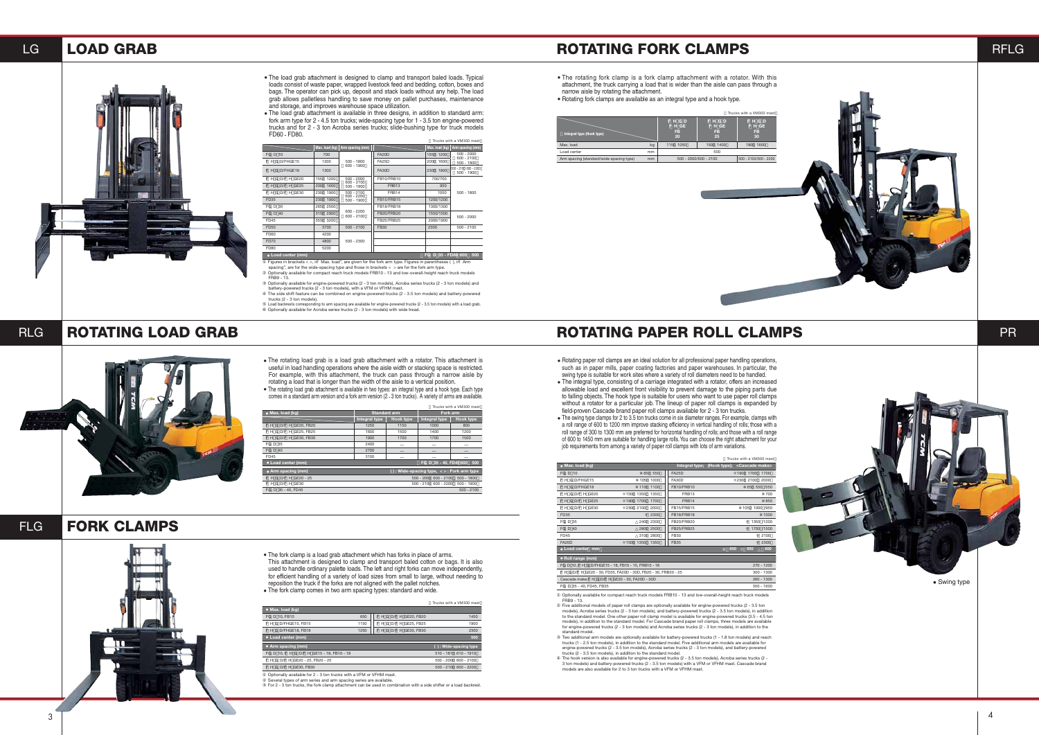# LOAD GRAB

- The load grab attachment is designed to clamp and transport baled loads. Typical loads consist of waste paper, wrapped livestock feed and bedding, cotton, boxes and bags. The operator can pick up, deposit and stack loads without any help. The load grab allows palletless handling to save money on pallet purchases, maintenance and storage, and improves warehouse space utilization.
- The load grab attachment is available in three designs, in addition to standard arm: fork arm type for 2 - 4.5 ton trucks; wide-spacing type for 1 - 3.5 ton engine-powered trucks and for 2 - 3 ton Acroba series trucks; slide-bushing type for truck models FD60 - FD80.

Trucks with a VM300 mast

| | Max. load (kg) | Arm spacing (mm) | | Max. load (kg) | Arm spacing (mm) |
|---|---|---|---|---|---|
| FG, D10 | 700 | 500 - 1600 (600 - 1900) | FA20D | 1550, 1200 | 500 - 2000 (600 - 2100) 500 - 1800 |
| F, H, D/FHGE15 | 1200 | | FA25D | 2000, 1600 | |
| F, H, D/FHGE18 | 1300 | | FA30D | 2300, 1900 | 500 - 2100 (600 - 2200) 500 - 1900 |
| F, H, D/F, HGE20 | 1550, 1200 | 500 - 2000 (600 - 2100) 500 - 1800 | FB10/FRB10 | 700/700 | 500 - 1600 |
| F, H, D/F, HGE25 | 2000, 1600 | | FRB13 | 950 | |
| F, H, D/F, HGE30 | 2300, 1900 | 500 - 2100 (600 - 2200) 500 - 1900 | FRB14 | 1050 | |
| FD35 | 2300, 1900 | | FB15/FRB15 | 1200/1200 | |
| FG, D35 | 2650, 2500 | 600 - 2200 (600 - 2100) | FB18/FRB18 | 1300/1300 | 500 - 2000 |
| FG, D40 | 3150, 2900 | | FB20/FRB20 | 1550/1500 | |
| FD45 | 3550, 3200 | | FB25/FRB25 | 2000/1900 | |
| FD50 | 3700 | 500 - 2100 | FB30 | 2300 | 500 - 2100 |
| FD60 | 4200 | 500 - 2300 | | | |
| FD70 | 4600 | | | | |
| FD80 | 5200 | | | | |
| Load center (mm) | | | | FG, D35 - FD80: 600, 500 | |

① Figures in brackets < >, in "Max. load", are given for the fork arm type. Figures in parentheses ( ), in "Arm spacing", are for the wide-spacing type and those in brackets < > are for the fork arm type.
② Optionally available for compact reach truck models FRB10 - 13 and low-overall-height reach truck models FRB9 - 13.
③ Optionally available for engine-powered trucks (2 - 3 ton models), Acroba series trucks (2 - 3 ton models) and battery-powered trucks (2 - 3 ton models), with a VFM or VFHM mast.
④ The side shift feature can be combined on engine-powered trucks (2 - 3.5 ton models) and battery-powered trucks (2 - 3 ton models).
⑤ Load backrests corresponding to arm spacing are available for engine-powered trucks (2 - 3.5 ton models) with a load grab.
⑥ Optionally available for Acroba series trucks (2 - 3 ton models) with wide tread.

# ROTATING LOAD GRAB

- The rotating load grab is a load grab attachment with a rotator. This attachment is useful in load handling operations where the aisle width or stacking space is restricted. For example, with this attachment, the truck can pass through a narrow aisle by rotating a load that is longer than the width of the aisle to a vertical position.
- The rotating load grab attachment is available in two types: an integral type and a hook type. Each type comes in a standard arm version and a fork arm version (2 - 3 ton trucks). A variety of arms are available.

Trucks with a VM300 mast

| Max. load (kg) | Standard arm | | Fork arm | |
|---|---|---|---|---|
| | Integral type | Hook type | Integral type | Hook type |
| F, H, D/F, HGE20, FB20 | 1250 | 1150 | 1000 | 800 |
| F, H, D/F, HGE25, FB25 | 1600 | 1500 | 1400 | 1200 |
| F, H, D/F, HGE30, FB30 | 1900 | 1700 | 1700 | 1500 |
| FG, D35 | 2400 | — | — | — |
| FG, D40 | 2700 | — | — | — |
| FD45 | 3100 | — | — | — |
| Load center (mm) | | | FG, D35 - 40, FD45: 600, 500 | |

| Arm spacing (mm) | ( ): Wide-spacing type, < >: Fork arm type |
|---|---|
| F, H, D/F, HGE20 - 25 | 500 - 2000 (600 - 2100) 500 - 1800 |
| F, H, D/F, HGE30 | 500 - 2100 (600 - 2200) 500 - 1900 |
| FG, D35 - 40, FD45 | 500 - 2100 |

# FORK CLAMPS

- The fork clamp is a load grab attachment which has forks in place of arms. This attachment is designed to clamp and transport baled cotton or bags. It is also used to handle ordinary palette loads. The left and right forks can move independently, for efficient handling of a variety of load sizes from small to large, without needing to reposition the truck if the forks are not aligned with the pallet notches.
- The fork clamp comes in two arm spacing types: standard and wide.

Trucks with a VM300 mast

| Max. load (kg) | | | |
|---|---|---|---|
| FG, D10, FB10 | 850 | F, H, D/F, HGE20, FB20 | 1450 |
| F, H, D/FHGE15, FB15 | 1150 | F, H, D/F, HGE25, FB25 | 1900 |
| F, H, D/FHGE18, FB18 | 1250 | F, H, D/F, HGE30, FB30 | 2300 |
| Load center (mm) | | | 500 |

| Arm spacing (mm) | ( ): Wide-spacing type |
|---|---|
| FG, D10, F, H, D/F, HGE15 - 18, FB10 - 18 | 510 - 1810 (610 - 1910) |
| F, H, D/F, HGE20 - 25, FB20 - 25 | 500 - 2000 (600 - 2100) |
| F, H, D/F, HGE30, FB30 | 500 - 2100 (600 - 2200) |

① Optionally available for 2 - 3 ton trucks with a VFM or VFHM mast.
② Several types of arm series and arm spacing series are available.
③ For 2 - 3 ton trucks, the fork clamp attachment can be used in combination with a side shifter or a load backrest.

# ROTATING FORK CLAMPS

- The rotating fork clamp is a fork clamp attachment with a rotator. With this attachment, the truck carrying a load that is wider than the aisle can pass through a narrow aisle by rotating the attachment.
- Rotating fork clamps are available as an integral type and a hook type.

Trucks with a VM300 mast

| Integral type (Hook type) | | F, H, D / F, HGE / FB 20 | F, H, D / F, HGE / FB 25 | F, H, D / F, HGE / FB 30 |
|---|---|---|---|---|
| Max. load | kg | 1150 (1050) | 1500 (1400) | 1800 (1600) |
| Load center | mm | 500 | | |
| Arm spacing (standard/wide-spacing type) | mm | 500 - 2000/600 - 2100 | | 500 - 2100/500 - 2200 |

# ROTATING PAPER ROLL CLAMPS

- Rotating paper roll clamps are an ideal solution for all professional paper handling operations, such as in paper mills, paper coating factories and paper warehouses. In particular, the swing type is suitable for work sites where a variety of roll diameters need to be handled.
- The integral type, consisting of a carriage integrated with a rotator, offers an increased allowable load and excellent front visibility to prevent damage to the piping parts due to falling objects. The hook type is suitable for users who want to use paper roll clamps without a rotator for a particular job. The lineup of paper roll clamps is expanded by field-proven Cascade brand paper roll clamps available for 2 - 3 ton trucks.
- The swing type clamps for 2 to 3.5 ton trucks come in six diameter ranges. For example, clamps with a roll range of 600 to 1200 mm improve stacking efficiency in vertical handling of rolls; those with a roll range of 300 to 1300 mm are preferred for horizontal handling of rolls; and those with a roll range of 600 to 1450 mm are suitable for handling large rolls. You can choose the right attachment for your job requirements from among a variety of paper roll clamps with lots of arm variations.

Trucks with a VM300 mast

| Max. load (kg) | Integral type; (Hook type); <Cascade make> | | |
|---|---|---|---|
| FG, D10 | ※650, 550 | FA25D | ※1900, 1700, 1700 |
| F, H, D/FHGE15 | ※1050, 1000 | FA30D | ※2300, 2100, 2000 |
| F, H, D/FHGE18 | ※1100, 1100 | FB10/FRB10 | ※650, 550, 550 |
| F, H, D/F, HGE20 | ※1500, 1350, 1350 | FRB13 | ※700 |
| F, H, D/F, HGE25 | ※1900, 1700, 1700 | FRB14 | ※850 |
| F, H, D/F, HGE30 | ※2300, 2100, 2000 | FB15/FRB15 | ※1050, 1000, 950 |
| FD35 | 2300 | FB18/FRB18 | ※1000 |
| FG, D35 | △2400, 2300 | FB20/FRB20 | 1350, 1200 |
| FG, D40 | △2800, 2500 | FB25/FRB25 | 1700, 1500 |
| FD45 | △3100, 2800 | FB30 | 2100 |
| FA20D | ※1500, 1350, 1350 | FB35 | 2300 |
| Load center, mm | | | ※: 600 ※: 650 △: 600 |

| Roll range (mm) | |
|---|---|
| FG, D10, F, H, D/FHGE15 - 18, FB10 - 15, FRB10 - 18 | 270 - 1200 |
| F, H, D/F, HGE20 - 30, FD35, FA20D - 30D, FB20 - 30, FRB20 - 25 | 300 - 1300 |
| Cascade make F, H, D/F, HGE20 - 30, FA20D - 30D | 260 - 1300 |
| FG, D35 - 40, FD45, FB35 | 350 - 1600 |

① Optionally available for compact reach truck models FRB10 - 13 and low-overall-height reach truck models FRB9 - 13.
② Five additional models of paper roll clamps are optionally available for engine-powered trucks (2 - 3.5 ton models), Acroba series trucks (2 - 3 ton models), and battery-powered trucks (2 - 3.5 ton models), in addition to the standard model. One other paper roll clamp model is available for engine-powered trucks (3.5 - 4.5 ton models), in addition to the standard model. For Cascade brand paper roll clamps, three models are available for engine-powered trucks (2 - 3 ton models) and Acroba series trucks (2 - 3 ton models), in addition to the standard model.
③ Two additional arm models are optionally available for battery-powered trucks (1 - 1.8 ton models) and reach trucks (1 - 2.5 ton models), in addition to the standard model. Five additional arm models are available for engine-powered trucks (2 - 3.5 ton models), Acroba series trucks (2 - 3 ton models), and battery-powered trucks (2 - 3.5 ton models), in addition to the standard model.
④ The hook version is also available for engine-powered trucks (2 - 3.5 ton models), Acroba series trucks (2 - 3 ton models) and battery-powered trucks (2 - 3.5 ton models) with a VFM or VFHM mast. Cascade brand models are also available for 2 to 3 ton trucks with a VFM or VFHM mast.

• Swing type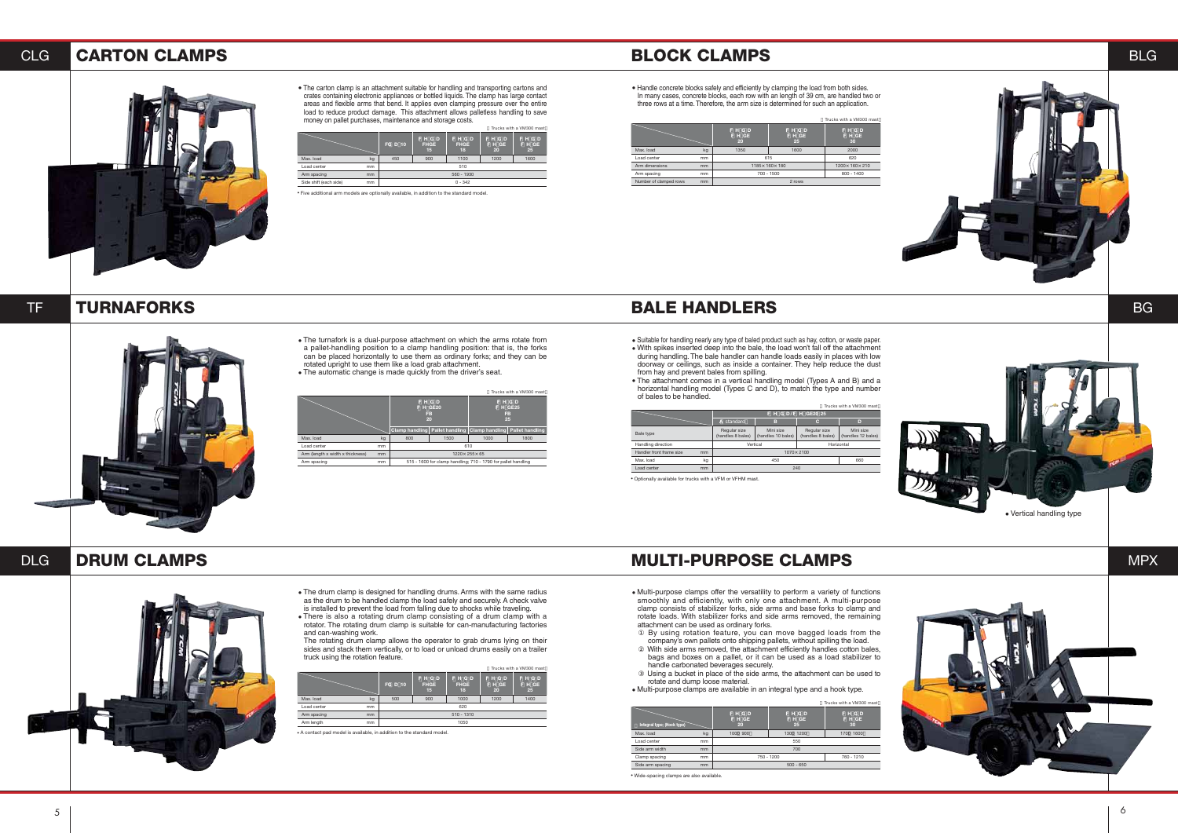## CLG CARTON CLAMPS

- The carton clamp is an attachment suitable for handling and transporting cartons and crates containing electronic appliances or bottled liquids. The clamp has large contact areas and flexible arms that bend. It applies even clamping pressure over the entire load to reduce product damage. This attachment allows palletless handling to save money on pallet purchases, maintenance and storage costs.

( Trucks with a VM300 mast )

| | | FG□D□10 | FHG□D FHGE 15 | FHG□D FHGE 18 | FHG□D FHGE 20 | FHG□D FHGE 25 |
|---|---|---|---|---|---|---|
| Max. load | kg | 450 | 900 | 1100 | 1200 | 1600 |
| Load center | mm | 510 | | | | |
| Arm spacing | mm | 560 - 1930 | | | | |
| Side shift (each side) | mm | 0 - 342 | | | | |

• Five additional arm models are optionally available, in addition to the standard model.

## BLG BLOCK CLAMPS

- Handle concrete blocks safely and efficiently by clamping the load from both sides. In many cases, concrete blocks, each row with an length of 39 cm, are handled two or three rows at a time. Therefore, the arm size is determined for such an application.

( Trucks with a VM300 mast )

| | | FHG□D FHGE 20 | FHG□D FHGE 25 | FHG□D FHGE 30 |
|---|---|---|---|---|
| Max. load | kg | 1350 | 1600 | 2000 |
| Load center | mm | 615 | | 620 |
| Arm dimensions | mm | 1185 × 150 × 180 | | 1200 × 160 × 210 |
| Arm spacing | mm | 700 - 1500 | | 800 - 1400 |
| Number of clamped rows | mm | 2 rows | | |

## TF TURNAFORKS

- The turnafork is a dual-purpose attachment on which the arms rotate from a pallet-handling position to a clamp handling position: that is, the forks can be placed horizontally to use them as ordinary forks; and they can be rotated upright to use them like a load grab attachment.
- The automatic change is made quickly from the driver's seat.

( Trucks with a VM300 mast )

| | | FHG□D FHGE20 FB 20 | | FHG□D FHGE25 FB 25 | |
|---|---|---|---|---|---|
| | | Clamp handling | Pallet handling | Clamp handling | Pallet handling |
| Max. load | kg | 800 | 1500 | 1000 | 1800 |
| Load center | mm | 610 | | | |
| Arm (length x width x thickness) | mm | 1220 × 255 × 65 | | | |
| Arm spacing | mm | 515 - 1600 for clamp handling; 710 - 1790 for pallet handling | | | |

## BG BALE HANDLERS

- Suitable for handling nearly any type of baled product such as hay, cotton, or waste paper.
- With spikes inserted deep into the bale, the load won't fall off the attachment during handling. The bale handler can handle loads easily in places with low doorway or ceilings, such as inside a container. They help reduce the dust from hay and prevent bales from spilling.
- The attachment comes in a vertical handling model (Types A and B) and a horizontal handling model (Types C and D), to match the type and number of bales to be handled.

( Trucks with a VM300 mast )

| | | FHG□D/FHGE20/25 | | | |
|---|---|---|---|---|---|
| | | A (standard) | B | C | D |
| Bale type | | Regular size (handles 8 bales) | Mini size (handles 10 bales) | Regular size (handles 8 bales) | Mini size (handles 12 bales) |
| Handling direction | | Vertical | | Horizontal | |
| Handler front frame size | mm | 1070 × 2100 | | | |
| Max. load | kg | 450 | | | 660 |
| Load center | mm | 240 | | | |

• Optionally available for trucks with a VFM or VFHM mast.

• Vertical handling type

## DLG DRUM CLAMPS

- The drum clamp is designed for handling drums. Arms with the same radius as the drum to be handled clamp the load safely and securely. A check valve is installed to prevent the load from falling due to shocks while traveling.
- There is also a rotating drum clamp consisting of a drum clamp with a rotator. The rotating drum clamp is suitable for can-manufacturing factories and can-washing work.

  The rotating drum clamp allows the operator to grab drums lying on their sides and stack them vertically, or to load or unload drums easily on a trailer truck using the rotation feature.

( Trucks with a VM300 mast )

| | | FG□D□10 | FHG□D FHGE 15 | FHG□D FHGE 18 | FHG□D FHGE 20 | FHG□D FHGE 25 |
|---|---|---|---|---|---|---|
| Max. load | kg | 500 | 900 | 1000 | 1200 | 1400 |
| Load center | mm | 620 | | | | |
| Arm spacing | mm | 510 - 1310 | | | | |
| Arm length | mm | 1050 | | | | |

• A contact pad model is available, in addition to the standard model.

## MPX MULTI-PURPOSE CLAMPS

- Multi-purpose clamps offer the versatility to perform a variety of functions smoothly and efficiently, with only one attachment. A multi-purpose clamp consists of stabilizer forks, side arms and base forks to clamp and rotate loads. With stabilizer forks and side arms removed, the remaining attachment can be used as ordinary forks.
  ① By using rotation feature, you can move bagged loads from the company's own pallets onto shipping pallets, without spilling the load.
  ② With side arms removed, the attachment efficiently handles cotton bales, bags and boxes on a pallet, or it can be used as a load stabilizer to handle carbonated beverages securely.
  ③ Using a bucket in place of the side arms, the attachment can be used to rotate and dump loose material.
- Multi-purpose clamps are available in an integral type and a hook type.

( Trucks with a VM300 mast )

| Integral type (hook type) | | FHG□D FHGE 20 | FHG□D FHGE 25 | FHG□D FHGE 30 |
|---|---|---|---|---|
| Max. load | kg | 1000 (900) | 1300 (1200) | 1700 (1600) |
| Load center | mm | 550 | | |
| Side arm width | mm | 700 | | |
| Clamp spacing | mm | 750 - 1200 | | 760 - 1210 |
| Side arm spacing | mm | 500 - 650 | | |

• Wide-spacing clamps are also available.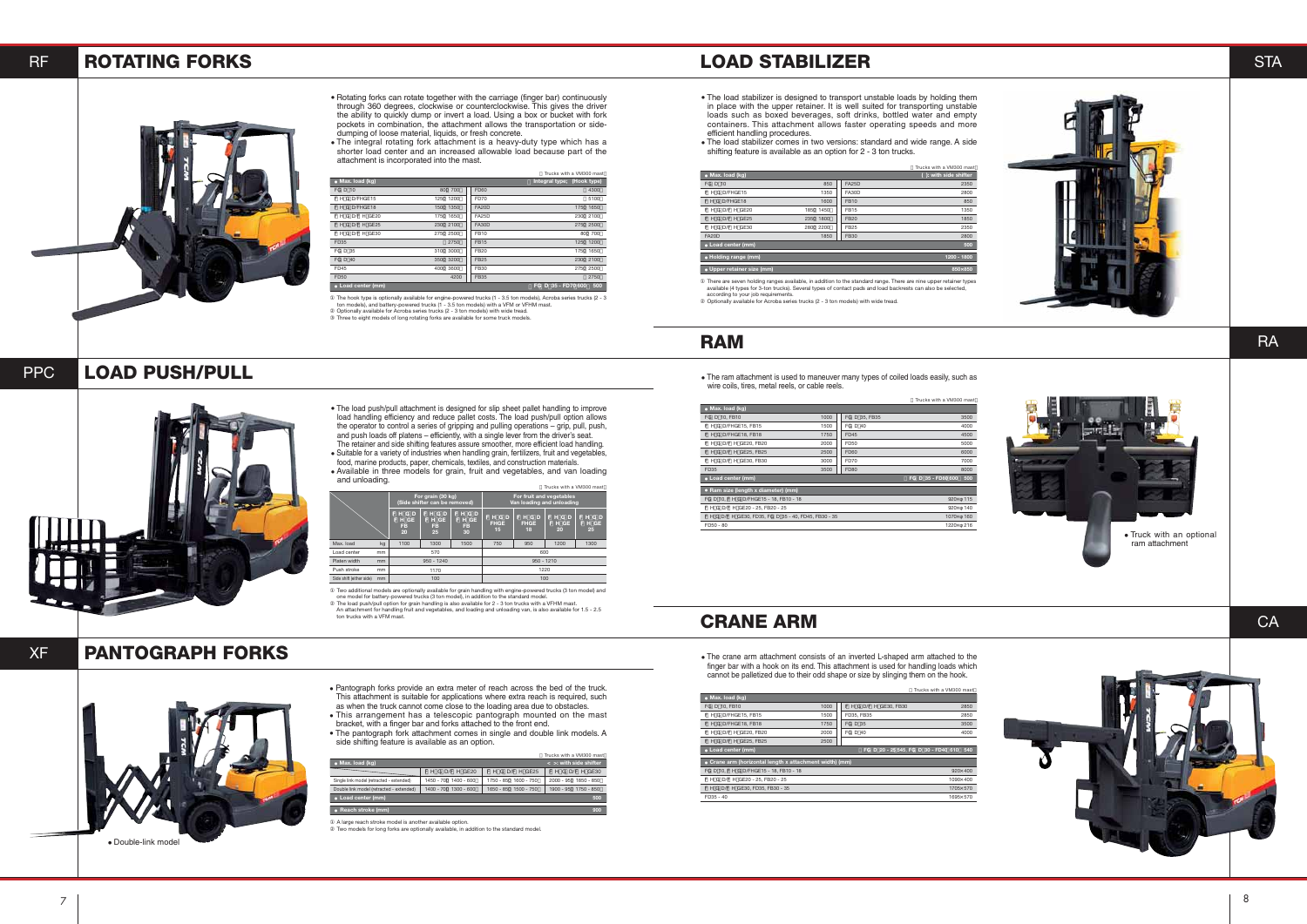## ROTATING FORKS

- Rotating forks can rotate together with the carriage (finger bar) continuously through 360 degrees, clockwise or counterclockwise. This gives the driver the ability to quickly dump or invert a load. Using a box or bucket with fork pockets in combination, the attachment allows the transportation or side-dumping of loose material, liquids, or fresh concrete.
- The integral rotating fork attachment is a heavy-duty type which has a shorter load center and an increased allowable load because part of the attachment is incorporated into the mast.

( Trucks with a VM300 mast)

| Max. load (kg) | | | Integral type, (Hook type) |
|---|---|---|---|
| FG D 10 | 800 700 | FD60 | 4300 |
| F H D/FHGE15 | 1250 1200 | FD70 | 5100 |
| F H D/FHGE18 | 1500 1350 | FA20D | 1750 1650 |
| F H D/F HGE20 | 1750 1650 | FA25D | 2300 2100 |
| F H D/F HGE25 | 2300 2100 | FA30D | 2750 2500 |
| F H D/F HGE30 | 2750 2500 | FB10 | 800 700 |
| FD35 | 2750 | FB15 | 1250 1200 |
| FG D35 | 3100 3000 | FB20 | 1750 1650 |
| FG D40 | 3500 3200 | FB25 | 2300 2100 |
| FD45 | 4000 3600 | FB30 | 2750 2500 |
| FD50 | 4200 | FB35 | 2750 |
| Load center (mm) | | FG D35 - FD70 600 | 500 |

① The hook type is optionally available for engine-powered trucks (1 - 3.5 ton models), Acroba series trucks (2 - 3 ton models), and battery-powered trucks (1 - 3.5 ton models) with a VFM or VFHM mast.
② Optionally available for Acroba series trucks (2 - 3 ton models) with wide tread.
③ Three to eight models of long rotating forks are available for some truck models.

## LOAD PUSH/PULL

- The load push/pull attachment is designed for slip sheet pallet handling to improve load handling efficiency and reduce pallet costs. The load push/pull option allows the operator to control a series of gripping and pulling operations – grip, pull, push, and push loads off platens – efficiently, with a single lever from the driver's seat. The retainer and side shifting features assure smoother, more efficient load handling.
- Suitable for a variety of industries when handling grain, fertilizers, fruit and vegetables, food, marine products, paper, chemicals, textiles, and construction materials.
- Available in three models for grain, fruit and vegetables, and van loading and unloading.

( Trucks with a VM300 mast)

| | | For grain (30 kg) (Side shifter can be removed) | | | For fruit and vegetables Van loading and unloading | | | |
|---|---|---|---|---|---|---|---|---|
| | | F H D F HGE FB 20 | F H D F HGE FB 25 | F H D F HGE FB 30 | F H D FHGE 15 | F H D FHGE 18 | F H D F HGE 20 | F H D F HGE 25 |
| Max. load | kg | 1100 | 1300 | 1500 | 750 | 950 | 1200 | 1300 |
| Load center | mm | 570 | | | 600 | | | |
| Platen width | mm | 950 - 1240 | | | 950 - 1210 | | | |
| Push stroke | mm | 1170 | | | 1220 | | | |
| Side shift (either side) | mm | 100 | | | 100 | | | |

① Two additional models are optionally available for grain handling with engine-powered trucks (3 ton model) and one model for battery-powered trucks (3 ton model), in addition to the standard model.
② The load push/pull option for grain handling is also available for 2 - 3 ton trucks with a VFHM mast. An attachment for handling fruit and vegetables, and loading and unloading van, is also available for 1.5 - 2.5 ton trucks with a VFM mast.

## PANTOGRAPH FORKS

- Pantograph forks provide an extra meter of reach across the bed of the truck. This attachment is suitable for applications where extra reach is required, such as when the truck cannot come close to the loading area due to obstacles.
- This arrangement has a telescopic pantograph mounted on the mast bracket, with a finger bar and forks attached to the front end.
- The pantograph fork attachment comes in single and double link models. A side shifting feature is available as an option.

( Trucks with a VM300 mast)

| Max. load (kg) | F H D/F HGE20 | F H D/F HGE25 | F H D/F HGE30 |
|---|---|---|---|
| | | | < >: with side shifter |
| Single link model (retracted - extended) | 1450 - 700 1400 - 600 | 1750 - 850 1600 - 750 | 2000 - 950 1850 - 850 |
| Double link model (retracted - extended) | 1400 - 700 1300 - 600 | 1850 - 850 1500 - 750 | 1900 - 950 1750 - 850 |
| Load center (mm) | | | 500 |
| Reach stroke (mm) | | | 900 |

① A large reach stroke model is another available option.
② Two models for long forks are optionally available, in addition to the standard model.

- Double-link model

## LOAD STABILIZER

- The load stabilizer is designed to transport unstable loads by holding them in place with the upper retainer. It is well suited for transporting unstable loads such as boxed beverages, soft drinks, bottled water and empty containers. This attachment allows faster operating speeds and more efficient handling procedures.
- The load stabilizer comes in two versions: standard and wide range. A side shifting feature is available as an option for 2 - 3 ton trucks.

( Trucks with a VM300 mast)

| Max. load (kg) | | | ( ): with side shifter |
|---|---|---|---|
| FG D10 | 850 | FA25D | 2350 |
| F H D/FHGE15 | 1350 | FA30D | 2800 |
| F H D/FHGE18 | 1600 | FB10 | 850 |
| F H D/F HGE20 | 1850 1450 | FB15 | 1350 |
| F H D/F HGE25 | 2350 1800 | FB20 | 1850 |
| F H D/F HGE30 | 2800 2200 | FB25 | 2350 |
| FA20D | 1850 | FB30 | 2800 |
| Load center (mm) | | | 500 |
| Holding range (mm) | | | 1200 - 1800 |
| Upper retainer size (mm) | | | 850×850 |

① There are seven holding ranges available, in addition to the standard range. There are nine upper retainer types available (4 types for 3-ton trucks). Several types of contact pads and load backrests can also be selected, according to your job requirements.
② Optionally available for Acroba series trucks (2 - 3 ton models) with wide tread.

## RAM

- The ram attachment is used to maneuver many types of coiled loads easily, such as wire coils, tires, metal reels, or cable reels.

( Trucks with a VM300 mast)

| Max. load (kg) | | | |
|---|---|---|---|
| FG D10, FB10 | 1000 | FG D35, FB35 | 3500 |
| F H D/FHGE15, FB15 | 1500 | FG D40 | 4000 |
| F H D/FHGE18, FB18 | 1750 | FD45 | 4500 |
| F H D/F HGE20, FB20 | 2000 | FD50 | 5000 |
| F H D/F HGE25, FB25 | 2500 | FD60 | 6000 |
| F H D/F HGE30, FB30 | 3000 | FD70 | 7000 |
| FD35 | 3500 | FD80 | 8000 |
| Load center (mm) | | FG D35 - FD80 600 | 500 |

| Ram size (length x diameter) (mm) | |
|---|---|
| FG D10, F H D/FHGE15 - 18, FB10 - 18 | 920×φ115 |
| F H D/F HGE20 - 25, FB20 - 25 | 920×φ140 |
| F H D/F HGE30, FD35, FG D35 - 40, FD45, FB30 - 35 | 1070×φ160 |
| FD50 - 80 | 1220×φ216 |

- Truck with an optional ram attachment

## CRANE ARM

- The crane arm attachment consists of an inverted L-shaped arm attached to the finger bar with a hook on its end. This attachment is used for handling loads which cannot be palletized due to their odd shape or size by slinging them on the hook.

( Trucks with a VM300 mast)

| Max. load (kg) | | | |
|---|---|---|---|
| FG D10, FB10 | 1000 | F H D/F HGE30, FB30 | 2850 |
| F H D/FHGE15, FB15 | 1500 | FD35, FB35 | 2850 |
| F H D/FHGE18, FB18 | 1750 | FG D35 | 3500 |
| F H D/F HGE20, FB20 | 2000 | FG D40 | 4000 |
| F H D/F HGE25, FB25 | 2500 | | |
| Load center (mm) | | FG D20 - 25 545, FG D30 - FD40 610 | 540 |

| Crane arm (horizontal length x attachment width) (mm) | |
|---|---|
| FG D10, F H D/FHGE15 - 18, FB10 - 18 | 920×400 |
| F H D/F HGE20 - 25, FB20 - 25 | 1090×400 |
| F H D/F HGE30, FD35, FB30 - 35 | 1705×570 |
| FD35 - 40 | 1695×570 |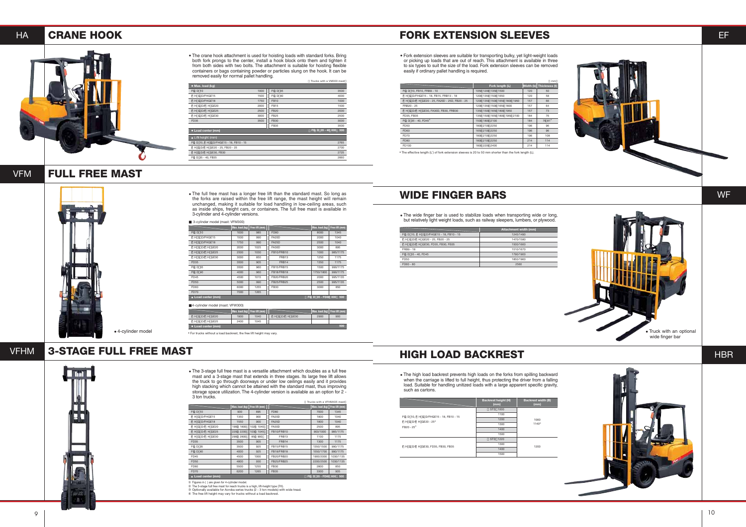## HA CRANE HOOK

- The crane hook attachment is used for hoisting loads with standard forks. Bring both fork prongs to the center, install a hook block onto them and tighten it from both sides with two bolts. The attachment is suitable for hoisting flexible containers or bags containing powder or particles slung on the hook. It can be removed easily for normal pallet handling.

（Trucks with a VM300 mast）

| ● Max. load (kg) | | | |
|---|---|---|---|
| FG／D10 | 1000 | FG／D35 | 3500 |
| FHG／D/FHGE15 | 1500 | FG／D40 | 4000 |
| FHG／D/FHGE18 | 1750 | FB10 | 1000 |
| FHG／D/FHGE20 | 2000 | FB15 | 1500 |
| FHG／D/FHGE25 | 2500 | FB20 | 2000 |
| FHG／D/FHGE30 | 3000 | FB25 | 2500 |
| FD35 | 3500 | FB30 | 3000 |
| | | FB35 | 3500 |
| ● Load center (mm) | | （FG／D35 - 40：600） | 500 |

| ● Lift height (mm) | |
|---|---|
| FG／D10, FHG／D/FHGE15 - 18, FB10 - 15 | 2765 |
| FHG／D/FHGE20 - 25, FB20 - 25 | 2700 |
| FHG／D/FHGE30, FB30 | 2725 |
| FG／D35 - 40, FB35 | 2660 |

## EF FORK EXTENSION SLEEVES

- Fork extension sleeves are suitable for transporting bulky, yet light-weight loads or picking up loads that are out of reach. This attachment is available in three to six types to suit the size of the load. Fork extension sleeves can be removed easily if ordinary pallet handling is required.

（mm）

| | Fork length (L) | Width (b) | Thickness (t) |
|---|---|---|---|
| FG／D10, FB10, FRB9 - 10 | 1050／1200／1350／1500 | 120 | 50 |
| FHG／D/FHGE15 - 18, FB15, FRB13 - 18 | 1200／1350／1500／1650 | 120 | 58 |
| FHG／D/FHGE20 - 25, FA20D - 25D, FB20 - 25 | 1200／1350／1500／1650／1800／1950 | 157 | 66 |
| FRB20 - 25 | 1200／1350／1500／1650／1800 | 157 | 64 |
| FHG／D/FHGE30, FA30D, FB30, FRB30 | 1350／1500／1650／1800／1950 | 157 | 73 |
| FD35, FB35 | 1350／1500／1650／1800／1950／2100 | 184 | 76 |
| FG／D35 - 40, FD45 | 1500／1800／2100 | 184 | 76／81 |
| FD50 | 1800／2100／2250 | 196 | 96 |
| FD60 | 1650／2100／2250 | 196 | 96 |
| FD70 | 1800／2100／2250 | 196 | 108 |
| FD80 | 1800／2100／2250 | 214 | 114 |
| FD100 | 1800／2200／2400 | 214 | 114 |

* The effective length (L') of fork extension sleeves is 20 to 50 mm shorter than the fork length (L).

## VFM FULL FREE MAST

- The full free mast has a longer free lift than the standard mast. So long as the forks are raised within the free lift range, the mast height will remain unchanged, making it suitable for load handling in low-ceiling areas, such as inside ships, freight cars, or containers. The full free mast is available in 3-cylinder and 4-cylinder versions.

■ 3-cylinder model (mast: VFM300)

| | Max. load (kg) | Free lift (mm) | | Max. load (kg) | Free lift (mm) |
|---|---|---|---|---|---|
| FG／D10 | 1000 | 985 | FD80 | 8000 | 1345 |
| FHG／D/FHGE15 | 1500 | 990 | FA20D | 2000 | 1040 |
| FHG／D/FHGE18 | 1750 | 990 | FA25D | 2500 | 1040 |
| FHG／D/FHGE20 | 2000 | 1025 | FA30D | 3000 | 895 |
| FHG／D/FHGE25 | 2500 | 1030 | FB10/FRB10 | 1000 | 985/1175 |
| FHG／D/FHGE30 | 3000 | 850 | FRB13 | 1250 | 1175 |
| FD35 | 3500 | 905 | FRB14 | 1350 | 1175 |
| FG／D35 | 3500 | 960 | FB15/FRB15 | 1500 | 990/1175 |
| FG／D40 | 4000 | 960 | FB18/FRB18 | 1750/1800 | 990/1175 |
| FD45 | 4500 | 1015 | FB20/FRB20 | 2000 | 995/1135 |
| FD50 | 5000 | 990 | FB25/FRB25 | 2500 | 995/1135 |
| FD60 | 6000 | 1255 | FB30 | 3000 | 850 |
| FD70 | 7000 | 1265 | | | |
| ● Load center (mm) | | | （FG／D35 - FD80：600） | | 500 |

■ 4-cylinder model (mast: VFW300)

| | Max. load (kg) | Free lift (mm) | | Max. load (kg) | Free lift (mm) |
|---|---|---|---|---|---|
| FHG／D/FHGE20 | 1900 | 1040 | FHG／D/FHGE30 | 2900 | 900 |
| FHG／D/FHGE25 | 2400 | 1045 | | | |
| ● Load center (mm) | | | | | 500 |

* For trucks without a load backrest, the free lift height may vary.

- 4-cylinder model

## WF WIDE FINGER BARS

- The wide finger bar is used to stabilize loads when transporting wide or long, but relatively light weight loads, such as railway sleepers, lumbers, or plywood.

| | Attachment width (mm) |
|---|---|
| FG／D10, FHG／D/FHGE15 - 18, FB10 - 15 | 1245/1490 |
| FHG／D/FHGE20 - 25, FB20 - 25 | 1470/1580 |
| FHG／D/FHGE30, FD35, FB30, FB35 | 1500/1660 |
| FRB9 - 18 | 1510/1670 |
| FG／D35 - 40, FD45 | 1790/1900 |
| FD50 | 1850/1960 |
| FD60 - 80 | 2560 |

- Truck with an optional wide finger bar

## VFHM 3-STAGE FULL FREE MAST

- The 3-stage full free mast is a versatile attachment which doubles as a full free mast and a 3-stage mast that extends in three stages. Its large free lift allows the truck to go through doorways or under low ceilings easily and it provides high stacking which cannot be attained with the standard mast, thus improving storage space utilization. The 4-cylinder version is available as an option for 2 - 3 ton trucks.

（Trucks with a VFHM435 mast）

| | Max. load (kg) | Free lift (mm) | | Max. load (kg) | Free lift (mm) |
|---|---|---|---|---|---|
| FG／D10 | 900 | 895 | FD80 | 7000 | 1345 |
| FHG／D/FHGE15 | 1350 | 900 | FA20D | 1800 | 1040 |
| FHG／D/FHGE18 | 1550 | 900 | FA25D | 1800 | 1040 |
| FHG／D/FHGE20 | 1900（1800） | 1025（1040） | FA30D | 2500 | 895 |
| FHG／D/FHGE25 | 2200（2200） | 1030（1045） | FB10/FRB10 | 900/1000 | 985/1175 |
| FHG／D/FHGE30 | 2900（2800） | 850（900） | FRB13 | 1100 | 1175 |
| FD35 | 3500 | 905 | FRB14 | 1300 | 1175 |
| FG／D35 | 3500 | 925 | FB15/FRB15 | 1350/1500 | 990/1175 |
| FG／D40 | 4000 | 925 | FB18/FRB18 | 1550/1700 | 990/1175 |
| FD45 | 4500 | 1000 | FB20/FRB20 | 1900/2000 | 1030/1135 |
| FD50 | 4800 | 930 | FB25/FRB25 | 2200/2500 | 1030/1135 |
| FD60 | 5500 | 1255 | FB30 | 2800 | 850 |
| FD70 | 6200 | 1265 | FB35 | 3300 | 905 |
| ● Load center (mm) | | | （FG／D35 - FD80：600） | | 500 |

① Figures in ( ) are given for 4-cylinder model.
② The 3-stage full free mast for reach trucks is a high, lift-height type (7H).
③ Optionally available for Acroba series trucks (2 - 3 ton models) with wide tread.
④ The free lift height may vary for trucks without a load backrest.

## HBR HIGH LOAD BACKREST

- The high load backrest prevents high loads on the forks from spilling backward when the carriage is lifted to full height, thus protecting the driver from a falling load. Suitable for handling unitized loads with a large apparent specific gravity, such as cartons.

| | Backrest height (H) (mm) | Backrest width (B) (mm) |
|---|---|---|
| FG／D10, FHG／D/FHGE15 - 18, FB10 - 15<br>FHG／D/FHGE20 - 25*<br>FB20 - 25* | （STD）1000<br>1100<br>1200<br>1300<br>1400<br>1500 | 1060<br>1140* |
| FHG／D/FHGE30, FD35, FB30, FB35 | （STD）1220<br>1300<br>1400<br>1500 | 1200 |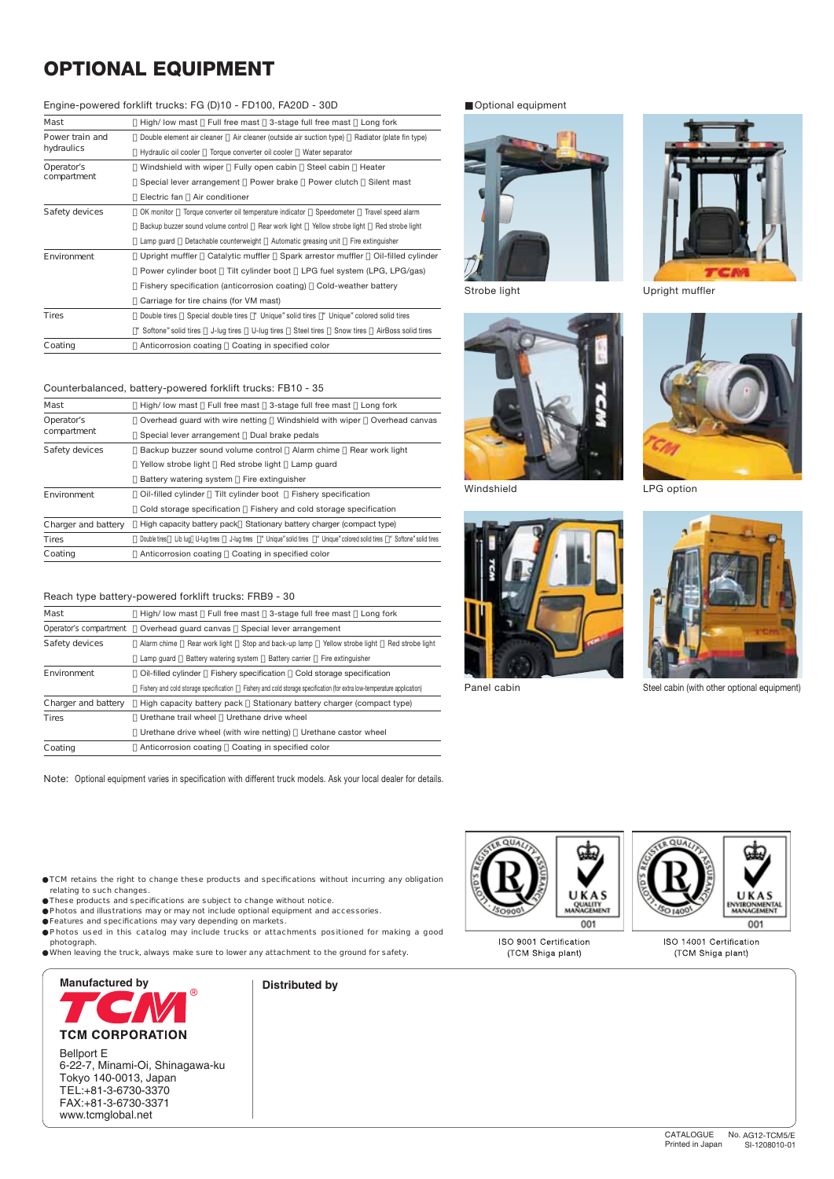# OPTIONAL EQUIPMENT

Engine-powered forklift trucks: FG (D)10 - FD100, FA20D - 30D

| | |
|---|---|
| Mast | ☐ High/ low mast ☐ Full free mast ☐ 3-stage full free mast ☐ Long fork |
| Power train and hydraulics | ☐ Double element air cleaner ☐ Air cleaner (outside air suction type) ☐ Radiator (plate fin type) ☐ Hydraulic oil cooler ☐ Torque converter oil cooler ☐ Water separator |
| Operator's compartment | ☐ Windshield with wiper ☐ Fully open cabin ☐ Steel cabin ☐ Heater ☐ Special lever arrangement ☐ Power brake ☐ Power clutch ☐ Silent mast ☐ Electric fan ☐ Air conditioner |
| Safety devices | ☐ OK monitor ☐ Torque converter oil temperature indicator ☐ Speedometer ☐ Travel speed alarm ☐ Backup buzzer sound volume control ☐ Rear work light ☐ Yellow strobe light ☐ Red strobe light ☐ Lamp guard ☐ Detachable counterweight ☐ Automatic greasing unit ☐ Fire extinguisher |
| Environment | ☐ Upright muffler ☐ Catalytic muffler ☐ Spark arrestor muffler ☐ Oil-filled cylinder ☐ Power cylinder boot ☐ Tilt cylinder boot ☐ LPG fuel system (LPG, LPG/gas) ☐ Fishery specification (anticorrosion coating) ☐ Cold-weather battery ☐ Carriage for tire chains (for VM mast) |
| Tires | ☐ Double tires ☐ Special double tires ☐" Unique" solid tires ☐" Unique" colored solid tires ☐" Softone" solid tires ☐ J-lug tires ☐ U-lug tires ☐ Steel tires ☐ Snow tires ☐ AirBoss solid tires |
| Coating | ☐ Anticorrosion coating ☐ Coating in specified color |

Counterbalanced, battery-powered forklift trucks: FB10 - 35

| | |
|---|---|
| Mast | ☐ High/ low mast ☐ Full free mast ☐ 3-stage full free mast ☐ Long fork |
| Operator's compartment | ☐ Overhead guard with wire netting ☐ Windshield with wiper ☐ Overhead canvas ☐ Special lever arrangement ☐ Dual brake pedals |
| Safety devices | ☐ Backup buzzer sound volume control ☐ Alarm chime ☐ Rear work light ☐ Yellow strobe light ☐ Red strobe light ☐ Lamp guard ☐ Battery watering system ☐ Fire extinguisher |
| Environment | ☐ Oil-filled cylinder ☐ Tilt cylinder boot ☐ Fishery specification ☐ Cold storage specification ☐ Fishery and cold storage specification |
| Charger and battery | ☐ High capacity battery pack ☐ Stationary battery charger (compact type) |
| Tires | ☐ Double tires ☐ Lib lug ☐ U-lug tires ☐ J-lug tires ☐" Unique" solid tires ☐" Unique" colored solid tires ☐" Softone" solid tires |
| Coating | ☐ Anticorrosion coating ☐ Coating in specified color |

Reach type battery-powered forklift trucks: FRB9 - 30

| | |
|---|---|
| Mast | ☐ High/ low mast ☐ Full free mast ☐ 3-stage full free mast ☐ Long fork |
| Operator's compartment | ☐ Overhead guard canvas ☐ Special lever arrangement |
| Safety devices | ☐ Alarm chime ☐ Rear work light ☐ Stop and back-up lamp ☐ Yellow strobe light ☐ Red strobe light ☐ Lamp guard ☐ Battery watering system ☐ Battery carrier ☐ Fire extinguisher |
| Environment | ☐ Oil-filled cylinder ☐ Fishery specification ☐ Cold storage specification ☐ Fishery and cold storage specification ☐ Fishery and cold storage specification (for extra low-temperature application) |
| Charger and battery | ☐ High capacity battery pack ☐ Stationary battery charger (compact type) |
| Tires | ☐ Urethane trail wheel ☐ Urethane drive wheel ☐ Urethane drive wheel (with wire netting) ☐ Urethane castor wheel |
| Coating | ☐ Anticorrosion coating ☐ Coating in specified color |

Note: Optional equipment varies in specification with different truck models. Ask your local dealer for details.

■ Optional equipment

Strobe light

Upright muffler

Windshield

LPG option

Panel cabin

Steel cabin (with other optional equipment)

- TCM retains the right to change these products and specifications without incurring any obligation relating to such changes.
- These products and specifications are subject to change without notice.
- Photos and illustrations may or may not include optional equipment and accessories.
- Features and specifications may vary depending on markets.
- Photos used in this catalog may include trucks or attachments positioned for making a good photograph.
- When leaving the truck, always make sure to lower any attachment to the ground for safety.

ISO 9001 Certification (TCM Shiga plant)

ISO 14001 Certification (TCM Shiga plant)

**Manufactured by**

TCM®

**TCM CORPORATION**

Bellport E
6-22-7, Minami-Oi, Shinagawa-ku
Tokyo 140-0013, Japan
TEL:+81-3-6730-3370
FAX:+81-3-6730-3371
www.tcmglobal.net

**Distributed by**

CATALOGUE No. AG12-TCM5/E
Printed in Japan SI-1208010-01